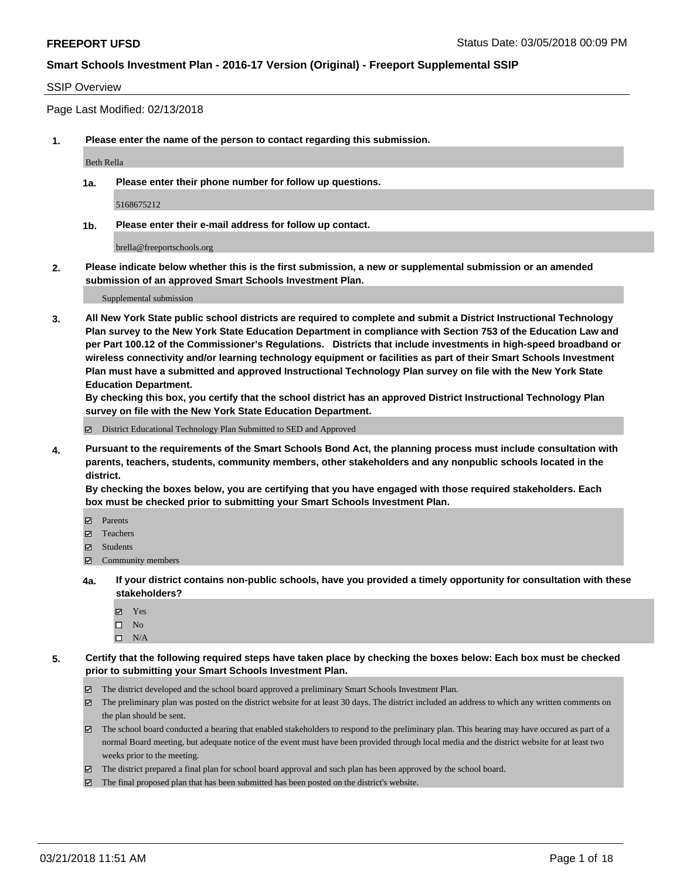**FREEPORT UFSD** Status Date: 03/05/2018 00:09 PM

**Smart Schools Investment Plan - 2016-17 Version (Original) - Freeport Supplemental SSIP**

SSIP Overview

Page Last Modified: 02/13/2018

**1. Please enter the name of the person to contact regarding this submission.**

Beth Rella

**1a. Please enter their phone number for follow up questions.**

5168675212

**1b. Please enter their e-mail address for follow up contact.**

brella@freeportschools.org

**2. Please indicate below whether this is the first submission, a new or supplemental submission or an amended submission of an approved Smart Schools Investment Plan.**

Supplemental submission

**3. All New York State public school districts are required to complete and submit a District Instructional Technology Plan survey to the New York State Education Department in compliance with Section 753 of the Education Law and per Part 100.12 of the Commissioner's Regulations. Districts that include investments in high-speed broadband or wireless connectivity and/or learning technology equipment or facilities as part of their Smart Schools Investment Plan must have a submitted and approved Instructional Technology Plan survey on file with the New York State Education Department.**
**By checking this box, you certify that the school district has an approved District Instructional Technology Plan survey on file with the New York State Education Department.**

- ☑ District Educational Technology Plan Submitted to SED and Approved

**4. Pursuant to the requirements of the Smart Schools Bond Act, the planning process must include consultation with parents, teachers, students, community members, other stakeholders and any nonpublic schools located in the district.**
**By checking the boxes below, you are certifying that you have engaged with those required stakeholders. Each box must be checked prior to submitting your Smart Schools Investment Plan.**

- ☑ Parents
- ☑ Teachers
- ☑ Students
- ☑ Community members

**4a. If your district contains non-public schools, have you provided a timely opportunity for consultation with these stakeholders?**

- ☑ Yes
- ☐ No
- ☐ N/A

**5. Certify that the following required steps have taken place by checking the boxes below: Each box must be checked prior to submitting your Smart Schools Investment Plan.**

- ☑ The district developed and the school board approved a preliminary Smart Schools Investment Plan.
- ☑ The preliminary plan was posted on the district website for at least 30 days. The district included an address to which any written comments on the plan should be sent.
- ☑ The school board conducted a hearing that enabled stakeholders to respond to the preliminary plan. This hearing may have occured as part of a normal Board meeting, but adequate notice of the event must have been provided through local media and the district website for at least two weeks prior to the meeting.
- ☑ The district prepared a final plan for school board approval and such plan has been approved by the school board.
- ☑ The final proposed plan that has been submitted has been posted on the district's website.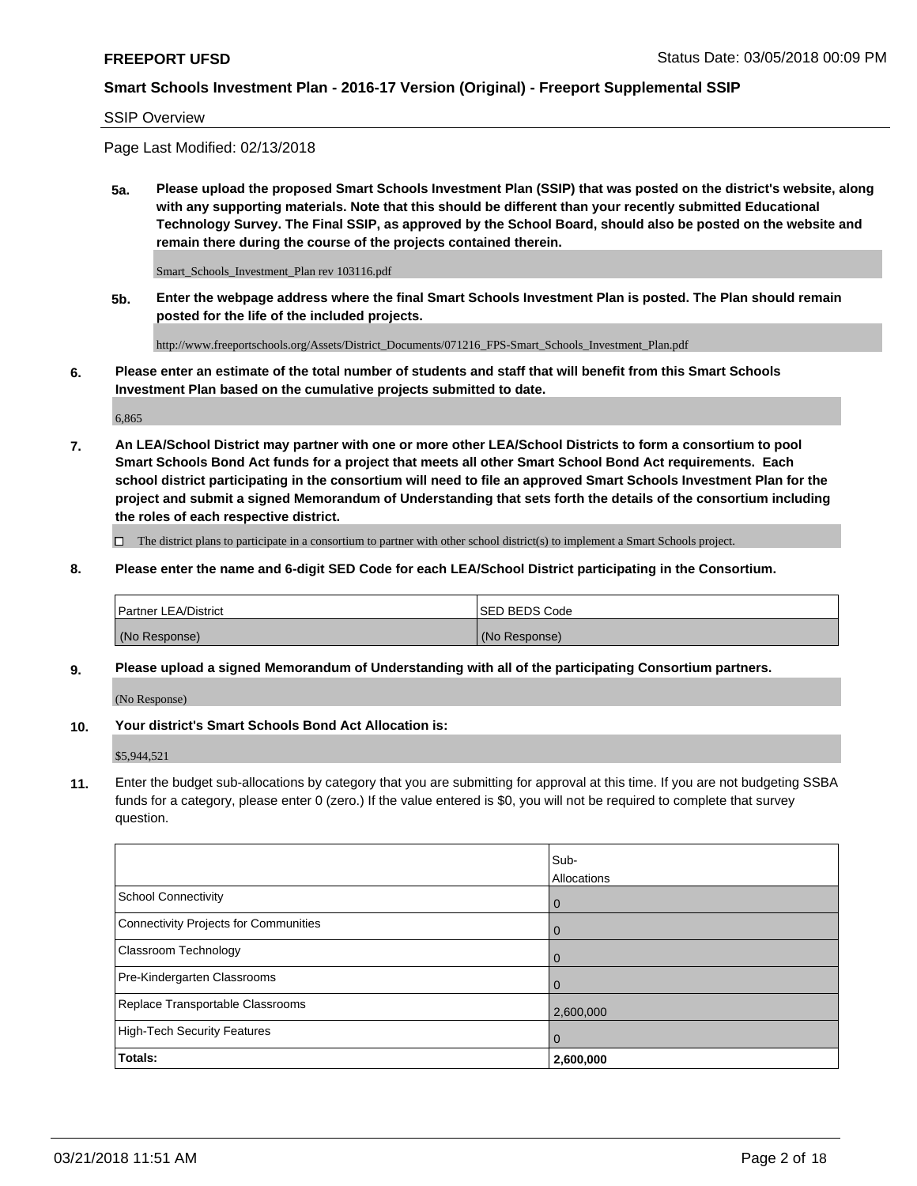**FREEPORT UFSD**

**Smart Schools Investment Plan - 2016-17 Version (Original) - Freeport Supplemental SSIP**

SSIP Overview

Page Last Modified: 02/13/2018

**5a. Please upload the proposed Smart Schools Investment Plan (SSIP) that was posted on the district's website, along with any supporting materials. Note that this should be different than your recently submitted Educational Technology Survey. The Final SSIP, as approved by the School Board, should also be posted on the website and remain there during the course of the projects contained therein.**

Smart_Schools_Investment_Plan rev 103116.pdf

**5b. Enter the webpage address where the final Smart Schools Investment Plan is posted. The Plan should remain posted for the life of the included projects.**

http://www.freeportschools.org/Assets/District_Documents/071216_FPS-Smart_Schools_Investment_Plan.pdf

**6. Please enter an estimate of the total number of students and staff that will benefit from this Smart Schools Investment Plan based on the cumulative projects submitted to date.**

6,865

**7. An LEA/School District may partner with one or more other LEA/School Districts to form a consortium to pool Smart Schools Bond Act funds for a project that meets all other Smart School Bond Act requirements. Each school district participating in the consortium will need to file an approved Smart Schools Investment Plan for the project and submit a signed Memorandum of Understanding that sets forth the details of the consortium including the roles of each respective district.**

☐ The district plans to participate in a consortium to partner with other school district(s) to implement a Smart Schools project.

**8. Please enter the name and 6-digit SED Code for each LEA/School District participating in the Consortium.**

| Partner LEA/District | SED BEDS Code |
|---|---|
| (No Response) | (No Response) |

**9. Please upload a signed Memorandum of Understanding with all of the participating Consortium partners.**

(No Response)

**10. Your district's Smart Schools Bond Act Allocation is:**

$5,944,521

**11.** Enter the budget sub-allocations by category that you are submitting for approval at this time. If you are not budgeting SSBA funds for a category, please enter 0 (zero.) If the value entered is $0, you will not be required to complete that survey question.

| | Sub-Allocations |
|---|---|
| School Connectivity | 0 |
| Connectivity Projects for Communities | 0 |
| Classroom Technology | 0 |
| Pre-Kindergarten Classrooms | 0 |
| Replace Transportable Classrooms | 2,600,000 |
| High-Tech Security Features | 0 |
| **Totals:** | **2,600,000** |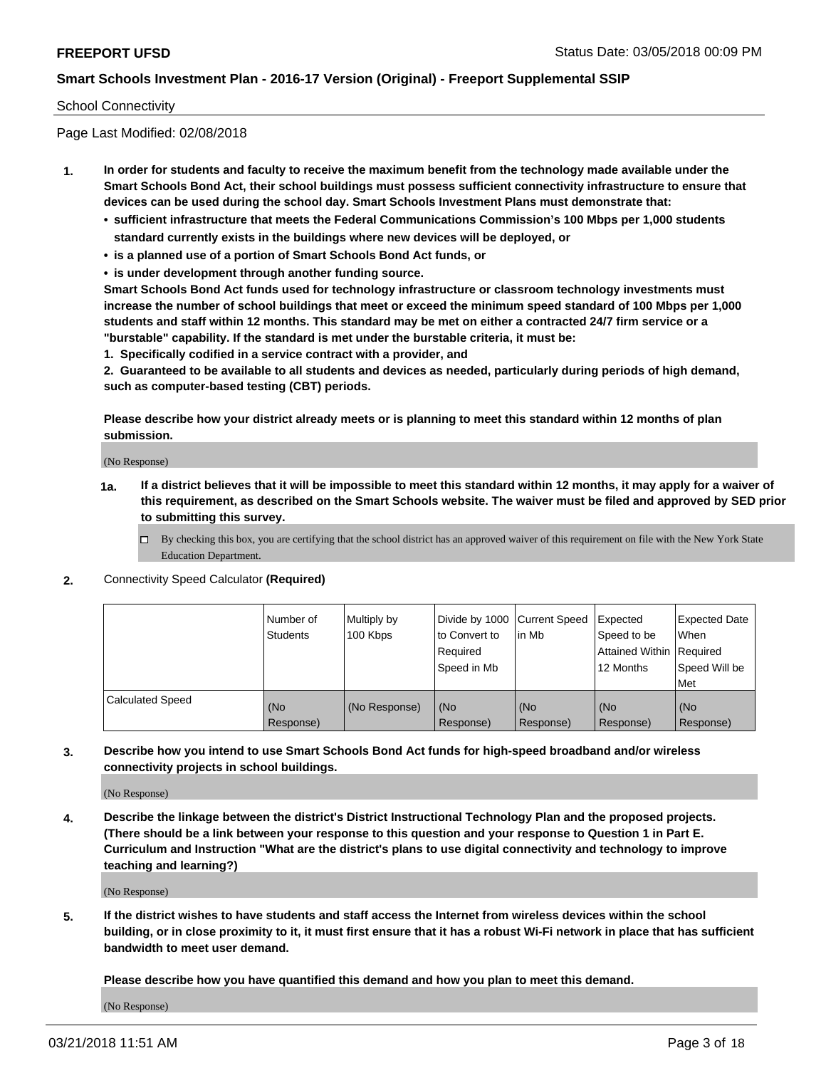Smart Schools Investment Plan - 2016-17 Version (Original) - Freeport Supplemental SSIP

School Connectivity

Page Last Modified: 02/08/2018

1. **In order for students and faculty to receive the maximum benefit from the technology made available under the Smart Schools Bond Act, their school buildings must possess sufficient connectivity infrastructure to ensure that devices can be used during the school day. Smart Schools Investment Plans must demonstrate that:**
   - **sufficient infrastructure that meets the Federal Communications Commission's 100 Mbps per 1,000 students standard currently exists in the buildings where new devices will be deployed, or**
   - **is a planned use of a portion of Smart Schools Bond Act funds, or**
   - **is under development through another funding source.**

   **Smart Schools Bond Act funds used for technology infrastructure or classroom technology investments must increase the number of school buildings that meet or exceed the minimum speed standard of 100 Mbps per 1,000 students and staff within 12 months. This standard may be met on either a contracted 24/7 firm service or a "burstable" capability. If the standard is met under the burstable criteria, it must be:**

   **1. Specifically codified in a service contract with a provider, and**

   **2. Guaranteed to be available to all students and devices as needed, particularly during periods of high demand, such as computer-based testing (CBT) periods.**

   **Please describe how your district already meets or is planning to meet this standard within 12 months of plan submission.**

   (No Response)

   **1a. If a district believes that it will be impossible to meet this standard within 12 months, it may apply for a waiver of this requirement, as described on the Smart Schools website. The waiver must be filed and approved by SED prior to submitting this survey.**

   ☐ By checking this box, you are certifying that the school district has an approved waiver of this requirement on file with the New York State Education Department.

2. Connectivity Speed Calculator **(Required)**

| | Number of Students | Multiply by 100 Kbps | Divide by 1000 to Convert to Required Speed in Mb | Current Speed in Mb | Expected Speed to be Attained Within 12 Months | Expected Date When Required Speed Will be Met |
|---|---|---|---|---|---|---|
| Calculated Speed | (No Response) | (No Response) | (No Response) | (No Response) | (No Response) | (No Response) |

3. **Describe how you intend to use Smart Schools Bond Act funds for high-speed broadband and/or wireless connectivity projects in school buildings.**

   (No Response)

4. **Describe the linkage between the district's District Instructional Technology Plan and the proposed projects. (There should be a link between your response to this question and your response to Question 1 in Part E. Curriculum and Instruction "What are the district's plans to use digital connectivity and technology to improve teaching and learning?)**

   (No Response)

5. **If the district wishes to have students and staff access the Internet from wireless devices within the school building, or in close proximity to it, it must first ensure that it has a robust Wi-Fi network in place that has sufficient bandwidth to meet user demand.**

   **Please describe how you have quantified this demand and how you plan to meet this demand.**

   (No Response)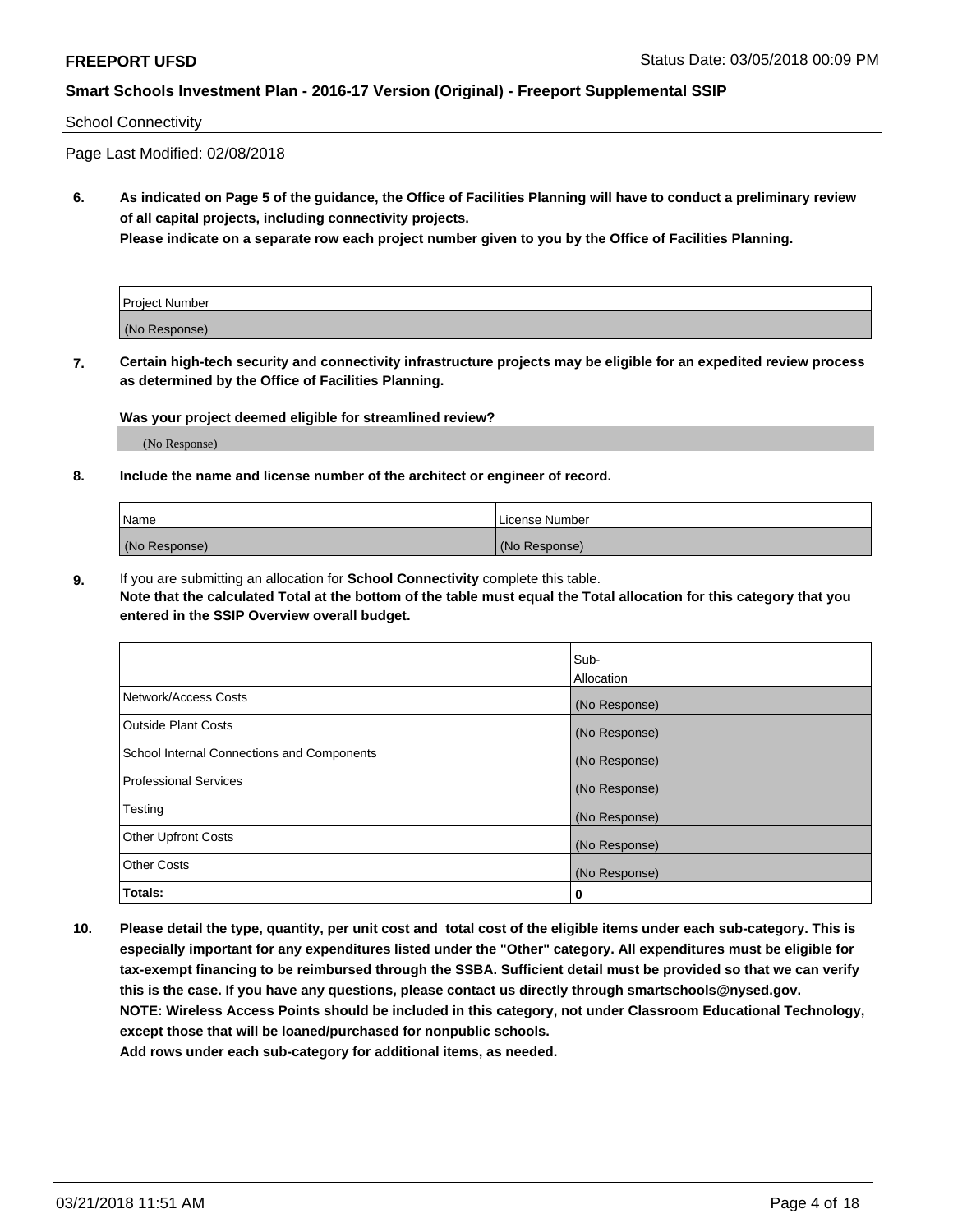School Connectivity

Page Last Modified: 02/08/2018

**6. As indicated on Page 5 of the guidance, the Office of Facilities Planning will have to conduct a preliminary review of all capital projects, including connectivity projects.**
**Please indicate on a separate row each project number given to you by the Office of Facilities Planning.**

| Project Number |
| --- |
| (No Response) |

**7. Certain high-tech security and connectivity infrastructure projects may be eligible for an expedited review process as determined by the Office of Facilities Planning.**

**Was your project deemed eligible for streamlined review?**

(No Response)

**8. Include the name and license number of the architect or engineer of record.**

| Name | License Number |
| --- | --- |
| (No Response) | (No Response) |

**9.** If you are submitting an allocation for **School Connectivity** complete this table.
**Note that the calculated Total at the bottom of the table must equal the Total allocation for this category that you entered in the SSIP Overview overall budget.**

| | Sub-Allocation |
| --- | --- |
| Network/Access Costs | (No Response) |
| Outside Plant Costs | (No Response) |
| School Internal Connections and Components | (No Response) |
| Professional Services | (No Response) |
| Testing | (No Response) |
| Other Upfront Costs | (No Response) |
| Other Costs | (No Response) |
| **Totals:** | **0** |

**10. Please detail the type, quantity, per unit cost and total cost of the eligible items under each sub-category. This is especially important for any expenditures listed under the "Other" category. All expenditures must be eligible for tax-exempt financing to be reimbursed through the SSBA. Sufficient detail must be provided so that we can verify this is the case. If you have any questions, please contact us directly through smartschools@nysed.gov.**
**NOTE: Wireless Access Points should be included in this category, not under Classroom Educational Technology, except those that will be loaned/purchased for nonpublic schools.**
**Add rows under each sub-category for additional items, as needed.**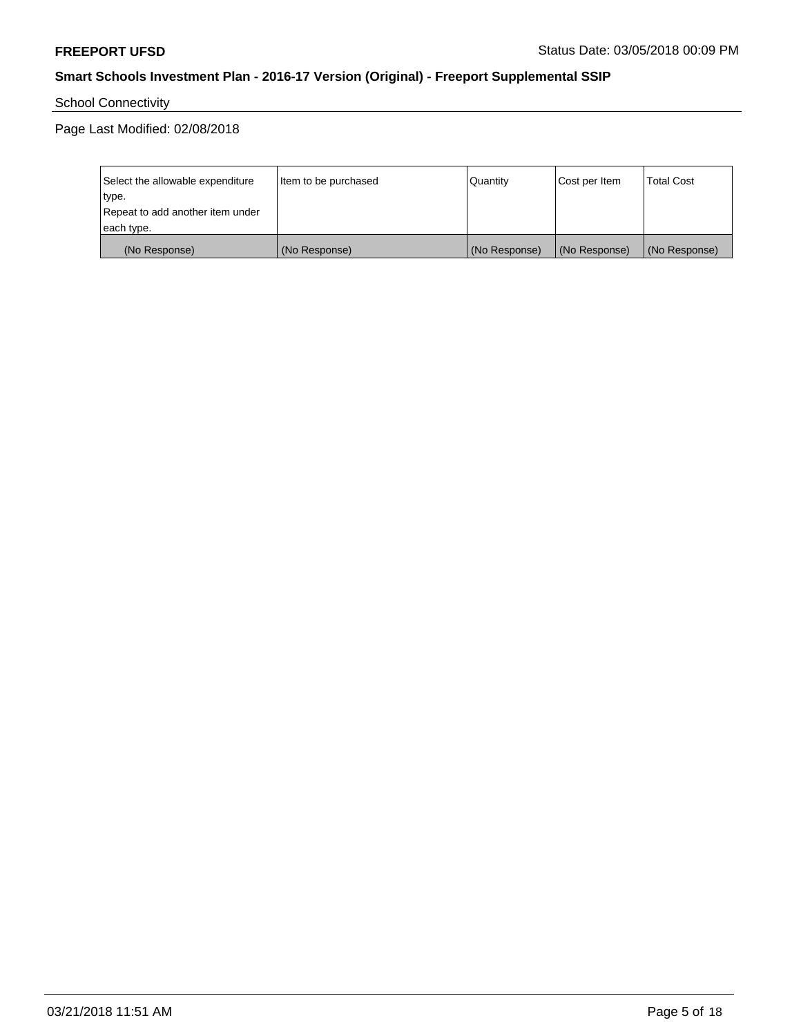School Connectivity

Page Last Modified: 02/08/2018

| Select the allowable expenditure type.<br>Repeat to add another item under each type. | Item to be purchased | Quantity | Cost per Item | Total Cost |
|---|---|---|---|---|
| (No Response) | (No Response) | (No Response) | (No Response) | (No Response) |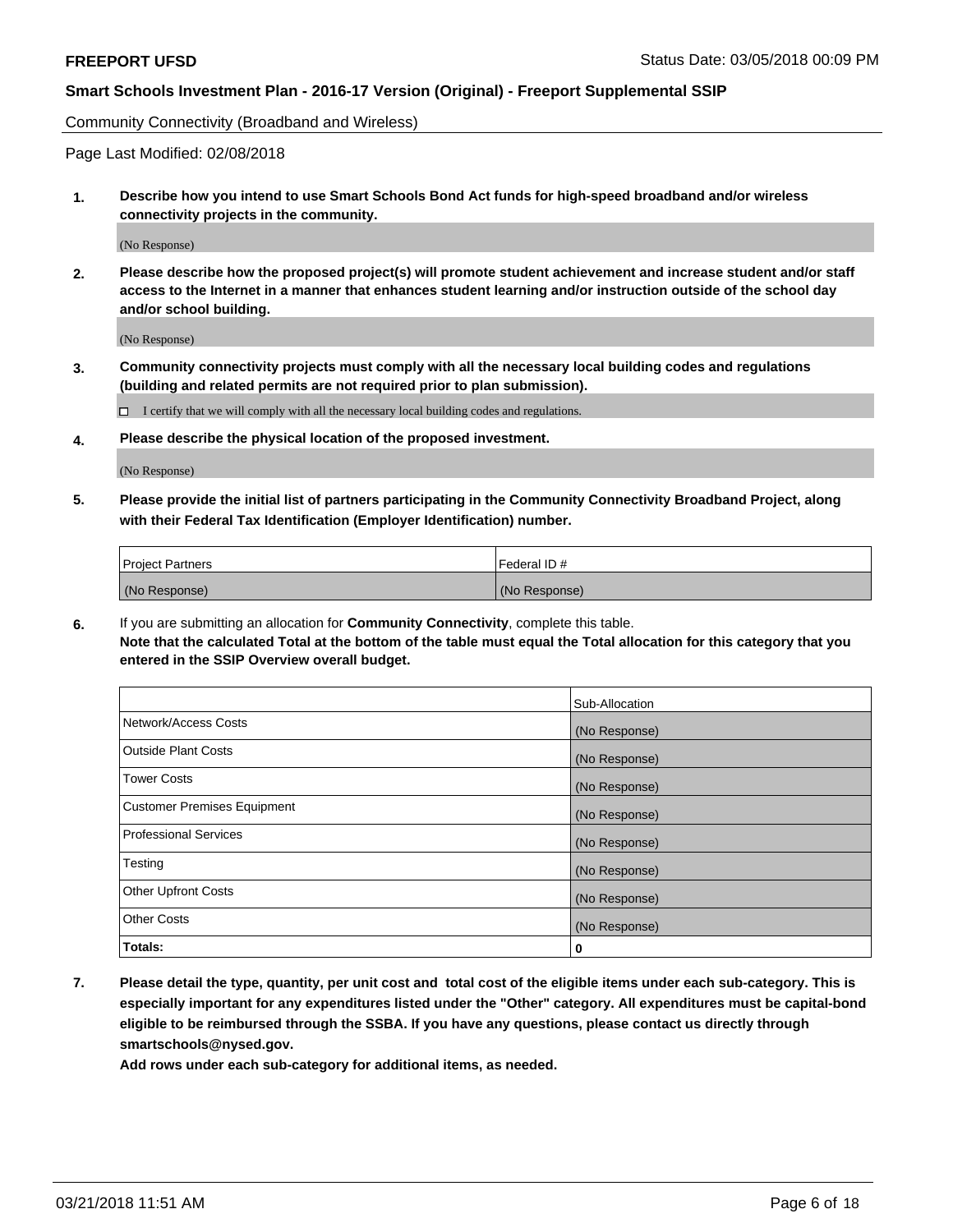Community Connectivity (Broadband and Wireless)

Page Last Modified: 02/08/2018

**1. Describe how you intend to use Smart Schools Bond Act funds for high-speed broadband and/or wireless connectivity projects in the community.**

(No Response)

**2. Please describe how the proposed project(s) will promote student achievement and increase student and/or staff access to the Internet in a manner that enhances student learning and/or instruction outside of the school day and/or school building.**

(No Response)

**3. Community connectivity projects must comply with all the necessary local building codes and regulations (building and related permits are not required prior to plan submission).**

☐ I certify that we will comply with all the necessary local building codes and regulations.

**4. Please describe the physical location of the proposed investment.**

(No Response)

**5. Please provide the initial list of partners participating in the Community Connectivity Broadband Project, along with their Federal Tax Identification (Employer Identification) number.**

| Project Partners | Federal ID # |
|---|---|
| (No Response) | (No Response) |

**6.** If you are submitting an allocation for **Community Connectivity**, complete this table.
**Note that the calculated Total at the bottom of the table must equal the Total allocation for this category that you entered in the SSIP Overview overall budget.**

| | Sub-Allocation |
|---|---|
| Network/Access Costs | (No Response) |
| Outside Plant Costs | (No Response) |
| Tower Costs | (No Response) |
| Customer Premises Equipment | (No Response) |
| Professional Services | (No Response) |
| Testing | (No Response) |
| Other Upfront Costs | (No Response) |
| Other Costs | (No Response) |
| **Totals:** | **0** |

**7. Please detail the type, quantity, per unit cost and total cost of the eligible items under each sub-category. This is especially important for any expenditures listed under the "Other" category. All expenditures must be capital-bond eligible to be reimbursed through the SSBA. If you have any questions, please contact us directly through smartschools@nysed.gov.**

**Add rows under each sub-category for additional items, as needed.**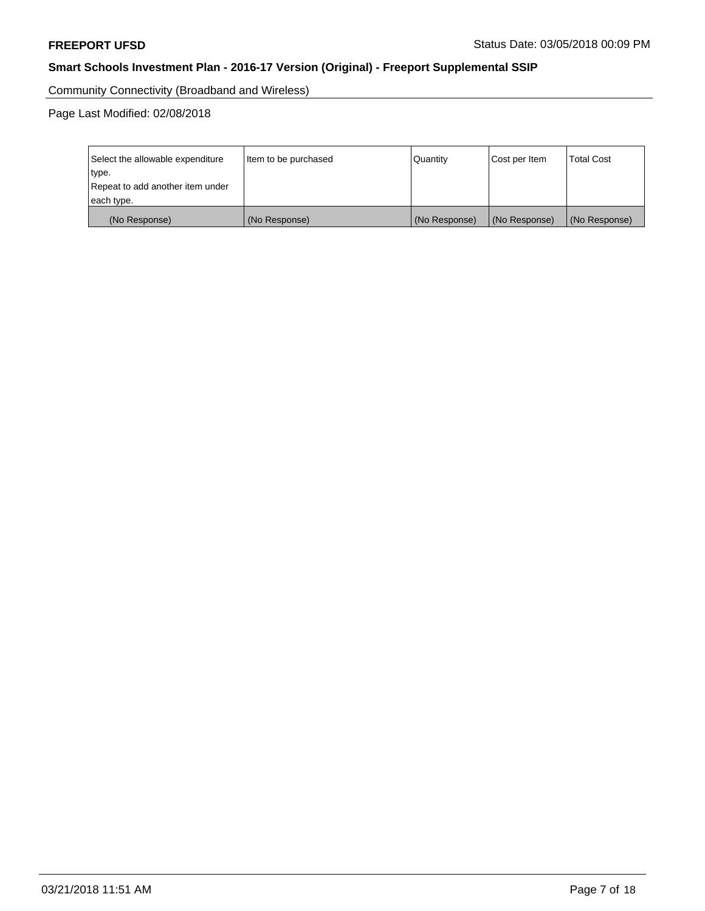Community Connectivity (Broadband and Wireless)

Page Last Modified: 02/08/2018

| Select the allowable expenditure type.<br>Repeat to add another item under each type. | Item to be purchased | Quantity | Cost per Item | Total Cost |
|---|---|---|---|---|
| (No Response) | (No Response) | (No Response) | (No Response) | (No Response) |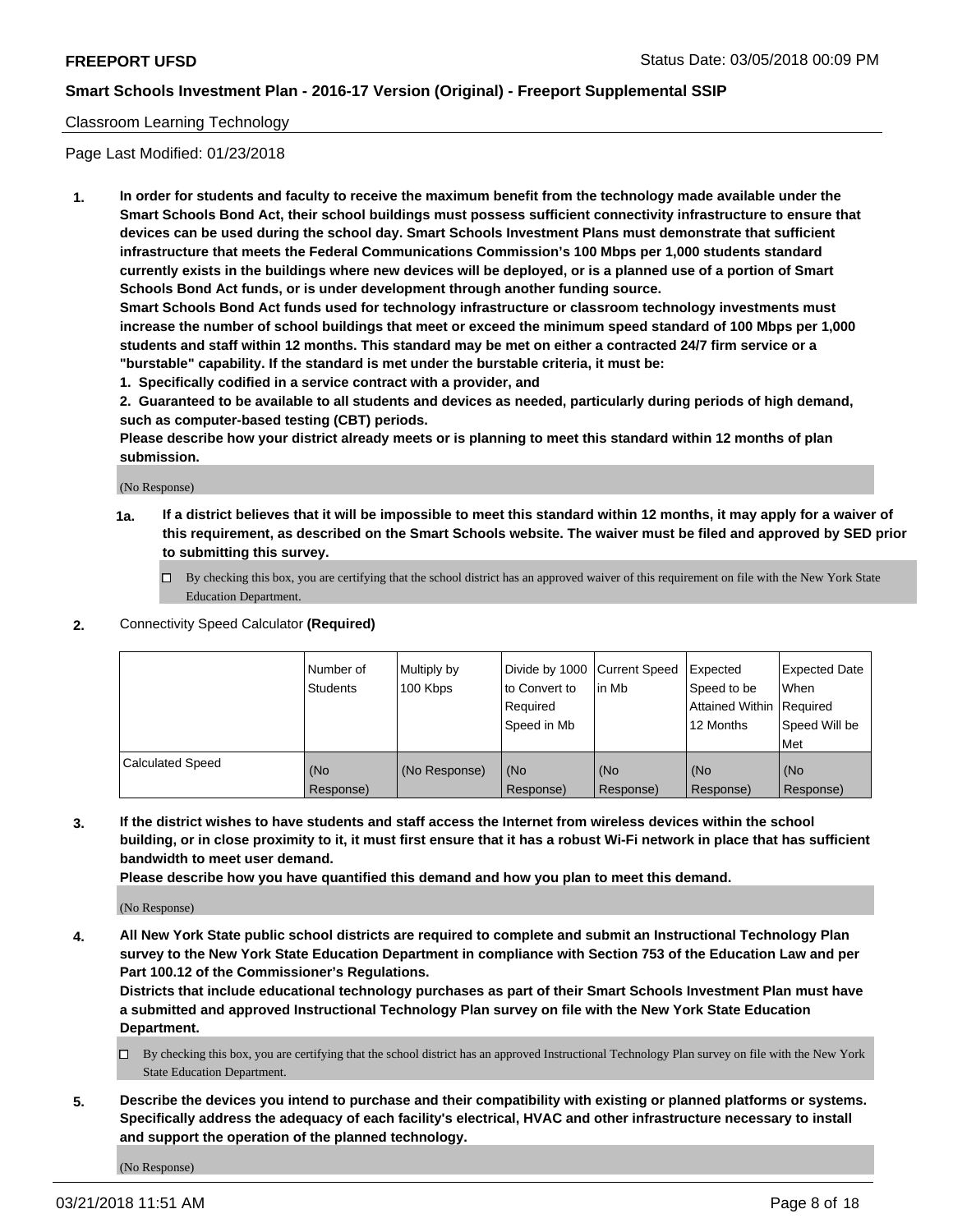Classroom Learning Technology

Page Last Modified: 01/23/2018

**1. In order for students and faculty to receive the maximum benefit from the technology made available under the Smart Schools Bond Act, their school buildings must possess sufficient connectivity infrastructure to ensure that devices can be used during the school day. Smart Schools Investment Plans must demonstrate that sufficient infrastructure that meets the Federal Communications Commission's 100 Mbps per 1,000 students standard currently exists in the buildings where new devices will be deployed, or is a planned use of a portion of Smart Schools Bond Act funds, or is under development through another funding source.**

**Smart Schools Bond Act funds used for technology infrastructure or classroom technology investments must increase the number of school buildings that meet or exceed the minimum speed standard of 100 Mbps per 1,000 students and staff within 12 months. This standard may be met on either a contracted 24/7 firm service or a "burstable" capability. If the standard is met under the burstable criteria, it must be:**

**1. Specifically codified in a service contract with a provider, and**

**2. Guaranteed to be available to all students and devices as needed, particularly during periods of high demand, such as computer-based testing (CBT) periods.**

**Please describe how your district already meets or is planning to meet this standard within 12 months of plan submission.**

(No Response)

**1a. If a district believes that it will be impossible to meet this standard within 12 months, it may apply for a waiver of this requirement, as described on the Smart Schools website. The waiver must be filed and approved by SED prior to submitting this survey.**

☐ By checking this box, you are certifying that the school district has an approved waiver of this requirement on file with the New York State Education Department.

**2.** Connectivity Speed Calculator **(Required)**

| | Number of Students | Multiply by 100 Kbps | Divide by 1000 to Convert to Required Speed in Mb | Current Speed in Mb | Expected Speed to be Attained Within 12 Months | Expected Date When Required Speed Will be Met |
|---|---|---|---|---|---|---|
| Calculated Speed | (No Response) | (No Response) | (No Response) | (No Response) | (No Response) | (No Response) |

**3. If the district wishes to have students and staff access the Internet from wireless devices within the school building, or in close proximity to it, it must first ensure that it has a robust Wi-Fi network in place that has sufficient bandwidth to meet user demand.**

**Please describe how you have quantified this demand and how you plan to meet this demand.**

(No Response)

**4. All New York State public school districts are required to complete and submit an Instructional Technology Plan survey to the New York State Education Department in compliance with Section 753 of the Education Law and per Part 100.12 of the Commissioner's Regulations.**

**Districts that include educational technology purchases as part of their Smart Schools Investment Plan must have a submitted and approved Instructional Technology Plan survey on file with the New York State Education Department.**

☐ By checking this box, you are certifying that the school district has an approved Instructional Technology Plan survey on file with the New York State Education Department.

**5. Describe the devices you intend to purchase and their compatibility with existing or planned platforms or systems. Specifically address the adequacy of each facility's electrical, HVAC and other infrastructure necessary to install and support the operation of the planned technology.**

(No Response)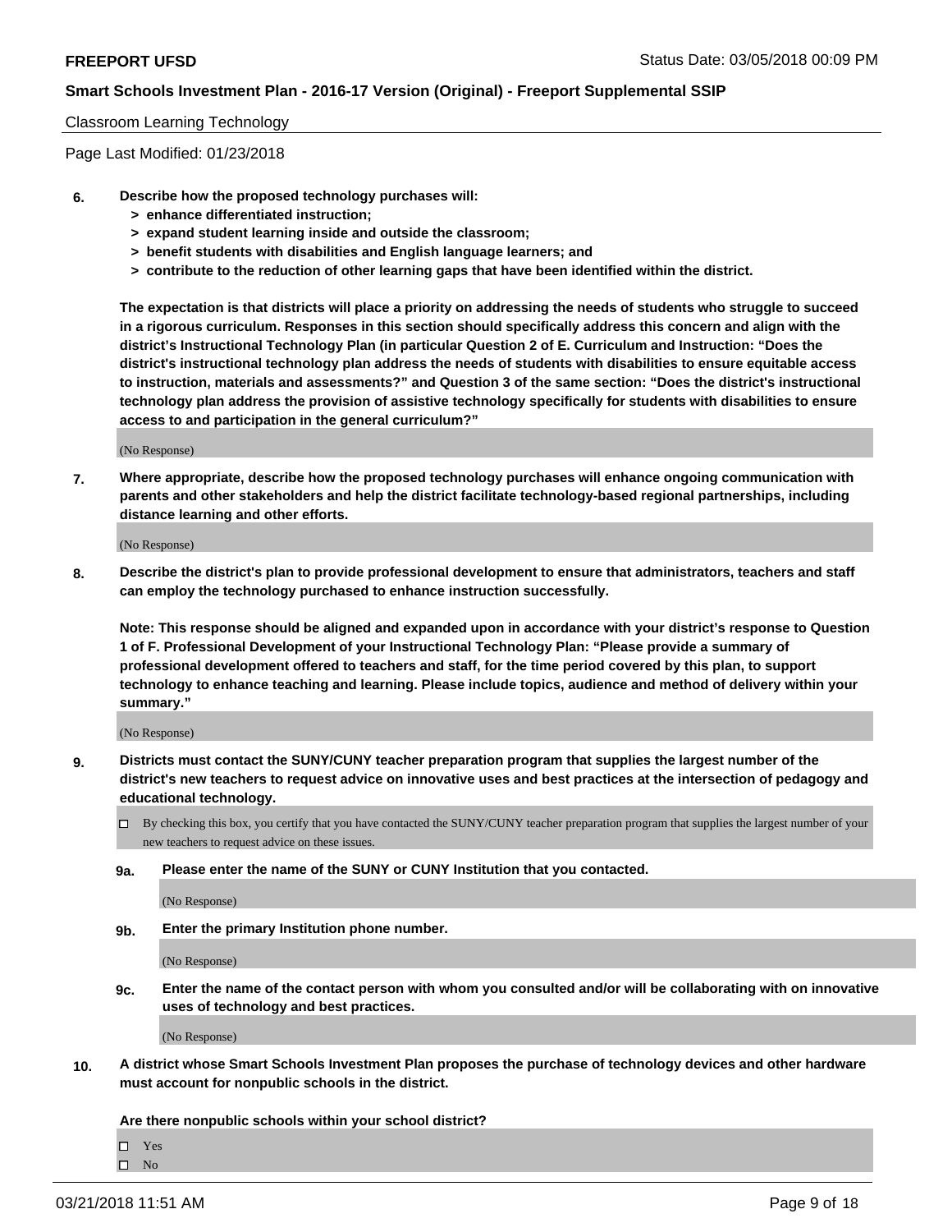Classroom Learning Technology

Page Last Modified: 01/23/2018

**6. Describe how the proposed technology purchases will:**
   **> enhance differentiated instruction;**
   **> expand student learning inside and outside the classroom;**
   **> benefit students with disabilities and English language learners; and**
   **> contribute to the reduction of other learning gaps that have been identified within the district.**

**The expectation is that districts will place a priority on addressing the needs of students who struggle to succeed in a rigorous curriculum. Responses in this section should specifically address this concern and align with the district's Instructional Technology Plan (in particular Question 2 of E. Curriculum and Instruction: "Does the district's instructional technology plan address the needs of students with disabilities to ensure equitable access to instruction, materials and assessments?" and Question 3 of the same section: "Does the district's instructional technology plan address the provision of assistive technology specifically for students with disabilities to ensure access to and participation in the general curriculum?"**

(No Response)

**7. Where appropriate, describe how the proposed technology purchases will enhance ongoing communication with parents and other stakeholders and help the district facilitate technology-based regional partnerships, including distance learning and other efforts.**

(No Response)

**8. Describe the district's plan to provide professional development to ensure that administrators, teachers and staff can employ the technology purchased to enhance instruction successfully.**

**Note: This response should be aligned and expanded upon in accordance with your district's response to Question 1 of F. Professional Development of your Instructional Technology Plan: "Please provide a summary of professional development offered to teachers and staff, for the time period covered by this plan, to support technology to enhance teaching and learning. Please include topics, audience and method of delivery within your summary."**

(No Response)

**9. Districts must contact the SUNY/CUNY teacher preparation program that supplies the largest number of the district's new teachers to request advice on innovative uses and best practices at the intersection of pedagogy and educational technology.**

☐ By checking this box, you certify that you have contacted the SUNY/CUNY teacher preparation program that supplies the largest number of your new teachers to request advice on these issues.

**9a. Please enter the name of the SUNY or CUNY Institution that you contacted.**

(No Response)

**9b. Enter the primary Institution phone number.**

(No Response)

**9c. Enter the name of the contact person with whom you consulted and/or will be collaborating with on innovative uses of technology and best practices.**

(No Response)

**10. A district whose Smart Schools Investment Plan proposes the purchase of technology devices and other hardware must account for nonpublic schools in the district.**

**Are there nonpublic schools within your school district?**

☐ Yes
☐ No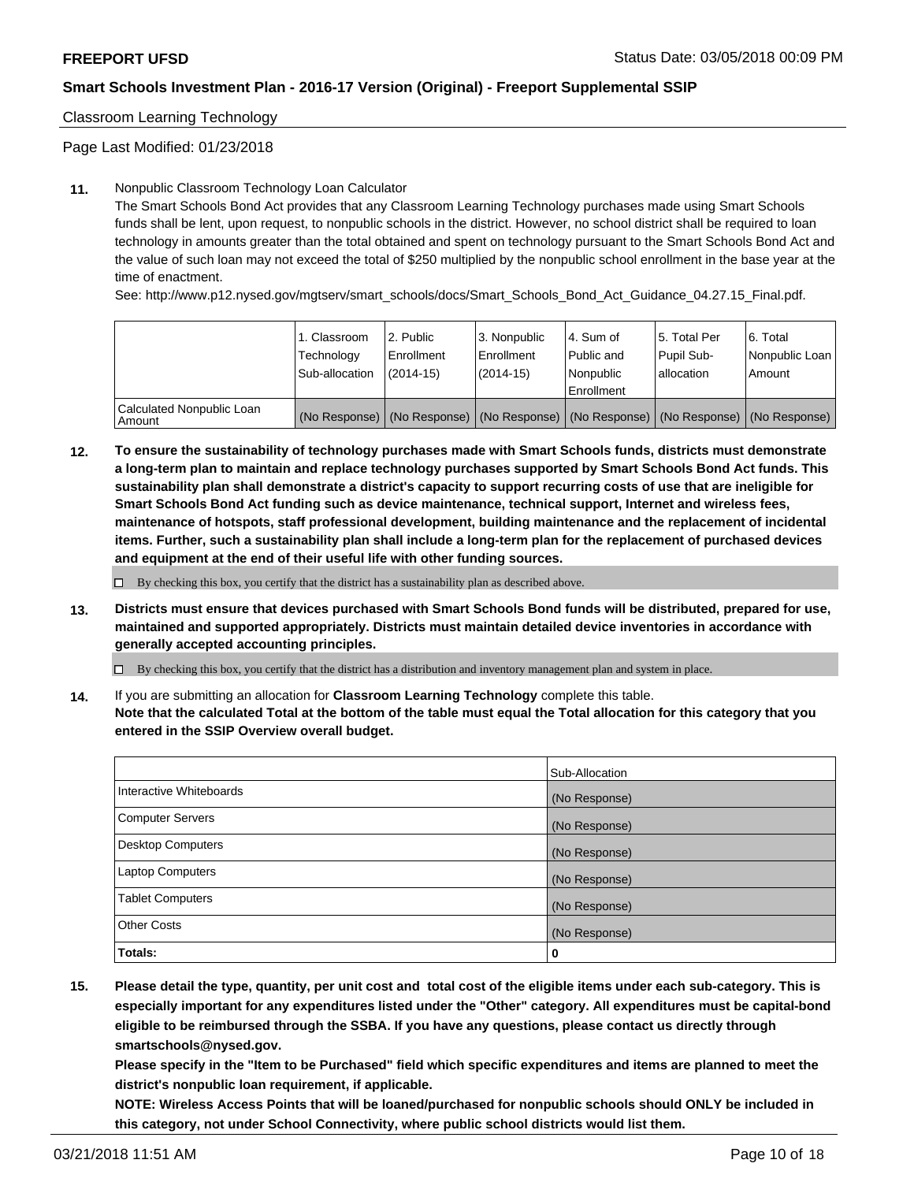Classroom Learning Technology

Page Last Modified: 01/23/2018

**11.** Nonpublic Classroom Technology Loan Calculator

The Smart Schools Bond Act provides that any Classroom Learning Technology purchases made using Smart Schools funds shall be lent, upon request, to nonpublic schools in the district. However, no school district shall be required to loan technology in amounts greater than the total obtained and spent on technology pursuant to the Smart Schools Bond Act and the value of such loan may not exceed the total of $250 multiplied by the nonpublic school enrollment in the base year at the time of enactment.

See: http://www.p12.nysed.gov/mgtserv/smart_schools/docs/Smart_Schools_Bond_Act_Guidance_04.27.15_Final.pdf.

| | 1. Classroom Technology Sub-allocation | 2. Public Enrollment (2014-15) | 3. Nonpublic Enrollment (2014-15) | 4. Sum of Public and Nonpublic Enrollment | 5. Total Per Pupil Sub-allocation | 6. Total Nonpublic Loan Amount |
|---|---|---|---|---|---|---|
| Calculated Nonpublic Loan Amount | (No Response) | (No Response) | (No Response) | (No Response) | (No Response) | (No Response) |

**12. To ensure the sustainability of technology purchases made with Smart Schools funds, districts must demonstrate a long-term plan to maintain and replace technology purchases supported by Smart Schools Bond Act funds. This sustainability plan shall demonstrate a district's capacity to support recurring costs of use that are ineligible for Smart Schools Bond Act funding such as device maintenance, technical support, Internet and wireless fees, maintenance of hotspots, staff professional development, building maintenance and the replacement of incidental items. Further, such a sustainability plan shall include a long-term plan for the replacement of purchased devices and equipment at the end of their useful life with other funding sources.**

☐ By checking this box, you certify that the district has a sustainability plan as described above.

**13. Districts must ensure that devices purchased with Smart Schools Bond funds will be distributed, prepared for use, maintained and supported appropriately. Districts must maintain detailed device inventories in accordance with generally accepted accounting principles.**

☐ By checking this box, you certify that the district has a distribution and inventory management plan and system in place.

**14.** If you are submitting an allocation for **Classroom Learning Technology** complete this table.
**Note that the calculated Total at the bottom of the table must equal the Total allocation for this category that you entered in the SSIP Overview overall budget.**

| | Sub-Allocation |
|---|---|
| Interactive Whiteboards | (No Response) |
| Computer Servers | (No Response) |
| Desktop Computers | (No Response) |
| Laptop Computers | (No Response) |
| Tablet Computers | (No Response) |
| Other Costs | (No Response) |
| **Totals:** | **0** |

**15. Please detail the type, quantity, per unit cost and total cost of the eligible items under each sub-category. This is especially important for any expenditures listed under the "Other" category. All expenditures must be capital-bond eligible to be reimbursed through the SSBA. If you have any questions, please contact us directly through smartschools@nysed.gov.**

**Please specify in the "Item to be Purchased" field which specific expenditures and items are planned to meet the district's nonpublic loan requirement, if applicable.**

**NOTE: Wireless Access Points that will be loaned/purchased for nonpublic schools should ONLY be included in this category, not under School Connectivity, where public school districts would list them.**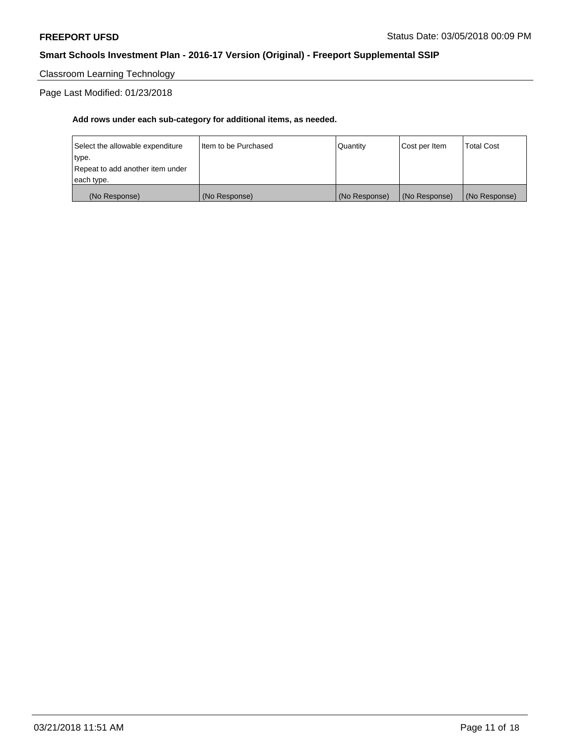Classroom Learning Technology

Page Last Modified: 01/23/2018

**Add rows under each sub-category for additional items, as needed.**

| Select the allowable expenditure type.<br>Repeat to add another item under each type. | Item to be Purchased | Quantity | Cost per Item | Total Cost |
|---|---|---|---|---|
| (No Response) | (No Response) | (No Response) | (No Response) | (No Response) |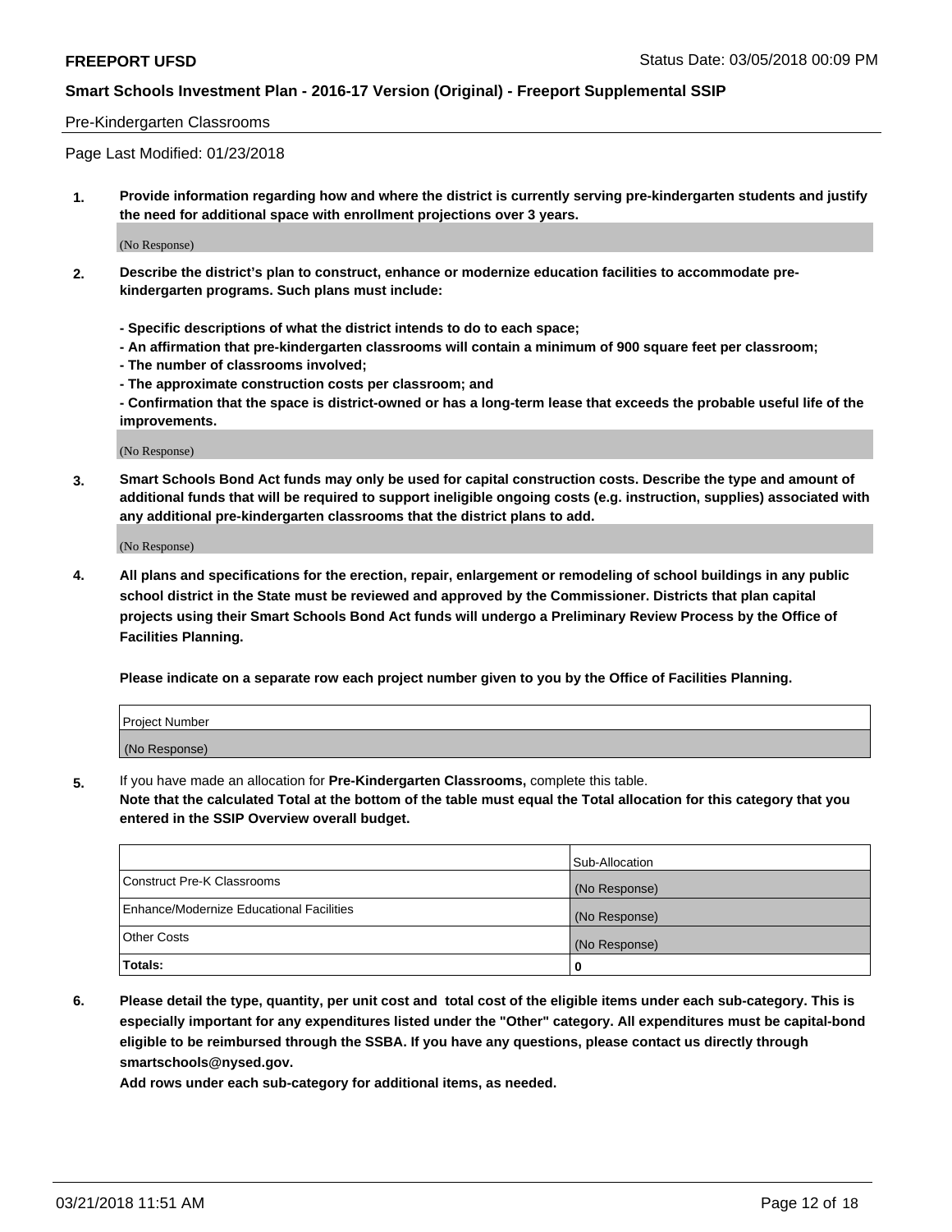Pre-Kindergarten Classrooms

Page Last Modified: 01/23/2018

**1. Provide information regarding how and where the district is currently serving pre-kindergarten students and justify the need for additional space with enrollment projections over 3 years.**

(No Response)

**2. Describe the district's plan to construct, enhance or modernize education facilities to accommodate pre-kindergarten programs. Such plans must include:**

**- Specific descriptions of what the district intends to do to each space;**
**- An affirmation that pre-kindergarten classrooms will contain a minimum of 900 square feet per classroom;**
**- The number of classrooms involved;**
**- The approximate construction costs per classroom; and**
**- Confirmation that the space is district-owned or has a long-term lease that exceeds the probable useful life of the improvements.**

(No Response)

**3. Smart Schools Bond Act funds may only be used for capital construction costs. Describe the type and amount of additional funds that will be required to support ineligible ongoing costs (e.g. instruction, supplies) associated with any additional pre-kindergarten classrooms that the district plans to add.**

(No Response)

**4. All plans and specifications for the erection, repair, enlargement or remodeling of school buildings in any public school district in the State must be reviewed and approved by the Commissioner. Districts that plan capital projects using their Smart Schools Bond Act funds will undergo a Preliminary Review Process by the Office of Facilities Planning.**

**Please indicate on a separate row each project number given to you by the Office of Facilities Planning.**

| Project Number |
|---|
| (No Response) |

**5.** If you have made an allocation for **Pre-Kindergarten Classrooms,** complete this table.
**Note that the calculated Total at the bottom of the table must equal the Total allocation for this category that you entered in the SSIP Overview overall budget.**

| | Sub-Allocation |
|---|---|
| Construct Pre-K Classrooms | (No Response) |
| Enhance/Modernize Educational Facilities | (No Response) |
| Other Costs | (No Response) |
| **Totals:** | **0** |

**6. Please detail the type, quantity, per unit cost and total cost of the eligible items under each sub-category. This is especially important for any expenditures listed under the "Other" category. All expenditures must be capital-bond eligible to be reimbursed through the SSBA. If you have any questions, please contact us directly through smartschools@nysed.gov.**

**Add rows under each sub-category for additional items, as needed.**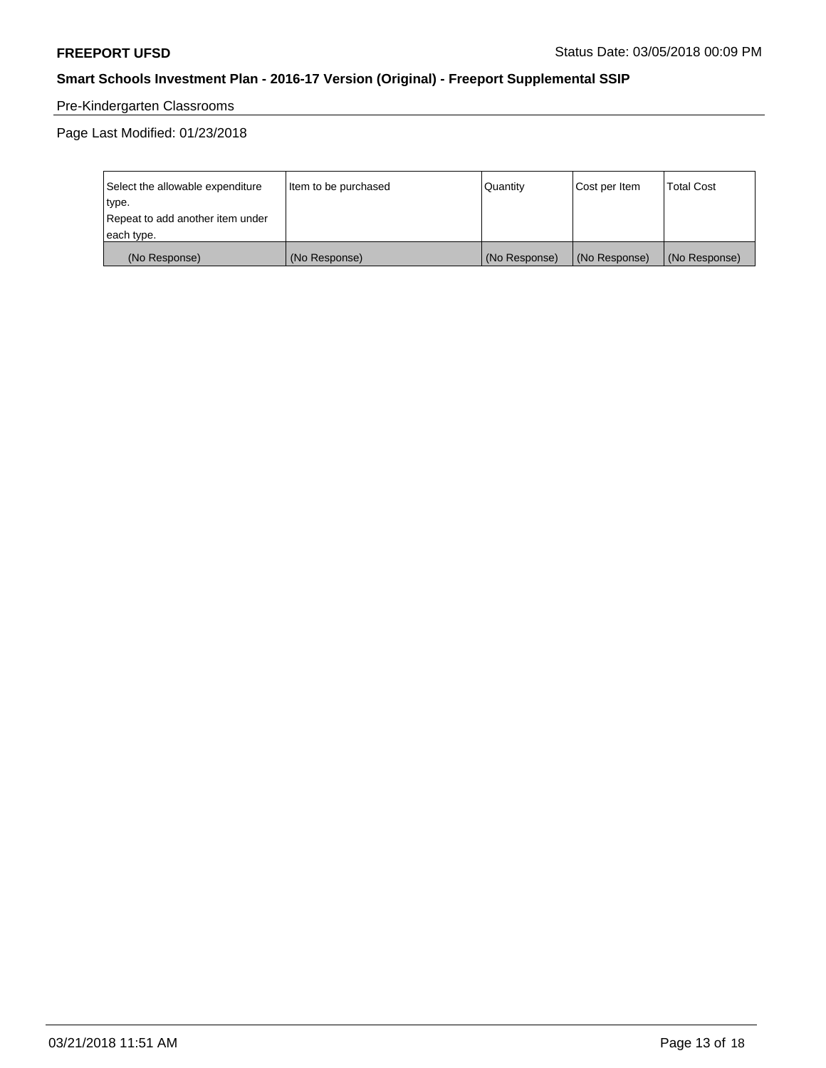Pre-Kindergarten Classrooms

Page Last Modified: 01/23/2018

| Select the allowable expenditure type. Repeat to add another item under each type. | Item to be purchased | Quantity | Cost per Item | Total Cost |
|---|---|---|---|---|
| (No Response) | (No Response) | (No Response) | (No Response) | (No Response) |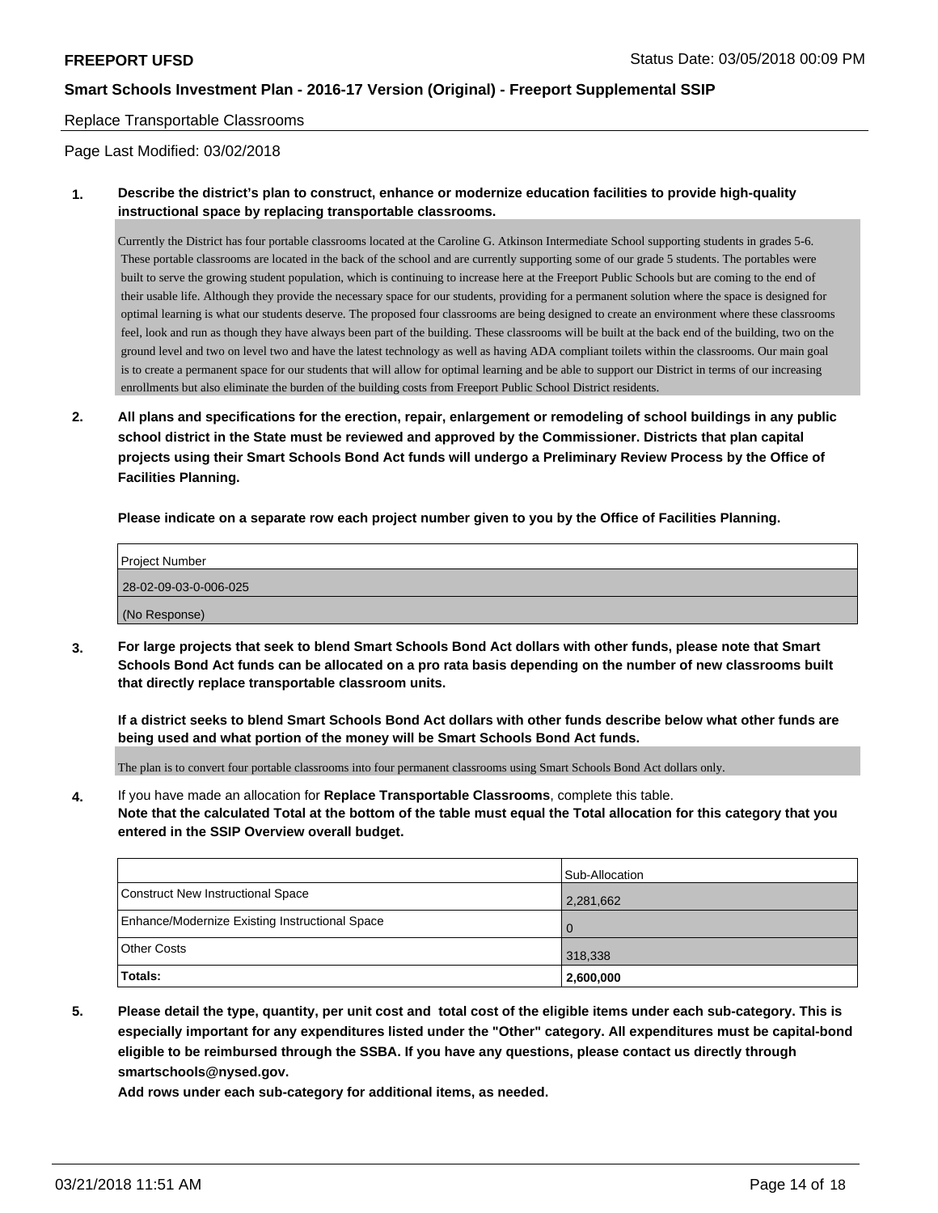Replace Transportable Classrooms

Page Last Modified: 03/02/2018

**1. Describe the district's plan to construct, enhance or modernize education facilities to provide high-quality instructional space by replacing transportable classrooms.**

Currently the District has four portable classrooms located at the Caroline G. Atkinson Intermediate School supporting students in grades 5-6. These portable classrooms are located in the back of the school and are currently supporting some of our grade 5 students. The portables were built to serve the growing student population, which is continuing to increase here at the Freeport Public Schools but are coming to the end of their usable life. Although they provide the necessary space for our students, providing for a permanent solution where the space is designed for optimal learning is what our students deserve. The proposed four classrooms are being designed to create an environment where these classrooms feel, look and run as though they have always been part of the building. These classrooms will be built at the back end of the building, two on the ground level and two on level two and have the latest technology as well as having ADA compliant toilets within the classrooms. Our main goal is to create a permanent space for our students that will allow for optimal learning and be able to support our District in terms of our increasing enrollments but also eliminate the burden of the building costs from Freeport Public School District residents.

**2. All plans and specifications for the erection, repair, enlargement or remodeling of school buildings in any public school district in the State must be reviewed and approved by the Commissioner. Districts that plan capital projects using their Smart Schools Bond Act funds will undergo a Preliminary Review Process by the Office of Facilities Planning.**

**Please indicate on a separate row each project number given to you by the Office of Facilities Planning.**

| Project Number |
|---|
| 28-02-09-03-0-006-025 |
| (No Response) |

**3. For large projects that seek to blend Smart Schools Bond Act dollars with other funds, please note that Smart Schools Bond Act funds can be allocated on a pro rata basis depending on the number of new classrooms built that directly replace transportable classroom units.**

**If a district seeks to blend Smart Schools Bond Act dollars with other funds describe below what other funds are being used and what portion of the money will be Smart Schools Bond Act funds.**

The plan is to convert four portable classrooms into four permanent classrooms using Smart Schools Bond Act dollars only.

**4.** If you have made an allocation for **Replace Transportable Classrooms**, complete this table.
**Note that the calculated Total at the bottom of the table must equal the Total allocation for this category that you entered in the SSIP Overview overall budget.**

| | Sub-Allocation |
|---|---|
| Construct New Instructional Space | 2,281,662 |
| Enhance/Modernize Existing Instructional Space | 0 |
| Other Costs | 318,338 |
| **Totals:** | **2,600,000** |

**5. Please detail the type, quantity, per unit cost and total cost of the eligible items under each sub-category. This is especially important for any expenditures listed under the "Other" category. All expenditures must be capital-bond eligible to be reimbursed through the SSBA. If you have any questions, please contact us directly through smartschools@nysed.gov.**

**Add rows under each sub-category for additional items, as needed.**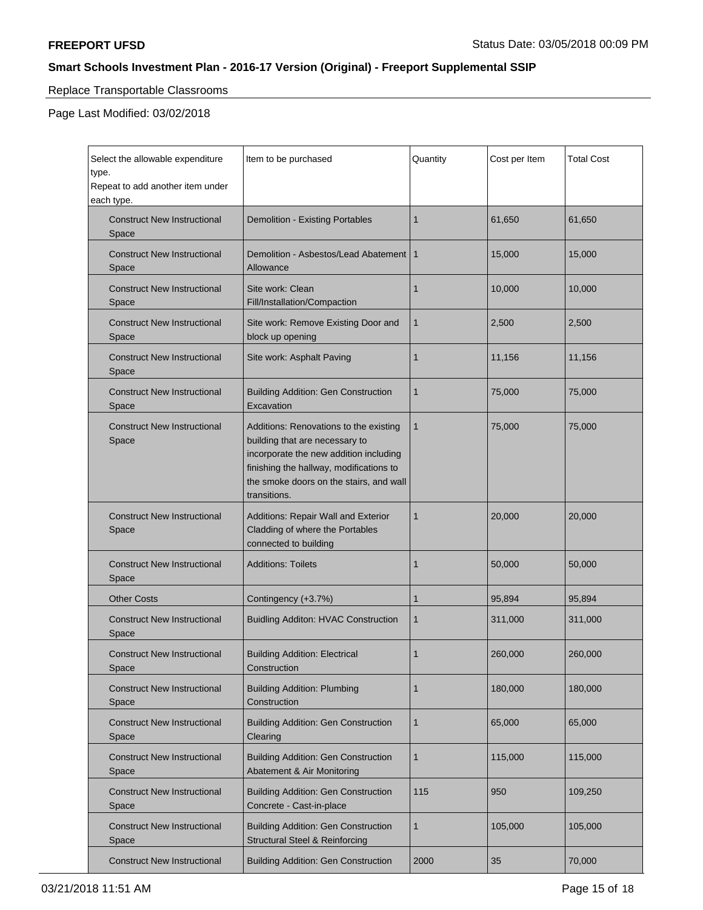**FREEPORT UFSD** Status Date: 03/05/2018 00:09 PM

## Smart Schools Investment Plan - 2016-17 Version (Original) - Freeport Supplemental SSIP

Replace Transportable Classrooms

Page Last Modified: 03/02/2018

| Select the allowable expenditure type.<br>Repeat to add another item under each type. | Item to be purchased | Quantity | Cost per Item | Total Cost |
|---|---|---|---|---|
| Construct New Instructional Space | Demolition - Existing Portables | 1 | 61,650 | 61,650 |
| Construct New Instructional Space | Demolition - Asbestos/Lead Abatement Allowance | 1 | 15,000 | 15,000 |
| Construct New Instructional Space | Site work: Clean Fill/Installation/Compaction | 1 | 10,000 | 10,000 |
| Construct New Instructional Space | Site work: Remove Existing Door and block up opening | 1 | 2,500 | 2,500 |
| Construct New Instructional Space | Site work: Asphalt Paving | 1 | 11,156 | 11,156 |
| Construct New Instructional Space | Building Addition: Gen Construction Excavation | 1 | 75,000 | 75,000 |
| Construct New Instructional Space | Additions: Renovations to the existing building that are necessary to incorporate the new addition including finishing the hallway, modifications to the smoke doors on the stairs, and wall transitions. | 1 | 75,000 | 75,000 |
| Construct New Instructional Space | Additions: Repair Wall and Exterior Cladding of where the Portables connected to building | 1 | 20,000 | 20,000 |
| Construct New Instructional Space | Additions: Toilets | 1 | 50,000 | 50,000 |
| Other Costs | Contingency (+3.7%) | 1 | 95,894 | 95,894 |
| Construct New Instructional Space | Buidling Additon: HVAC Construction | 1 | 311,000 | 311,000 |
| Construct New Instructional Space | Building Addition: Electrical Construction | 1 | 260,000 | 260,000 |
| Construct New Instructional Space | Building Addition: Plumbing Construction | 1 | 180,000 | 180,000 |
| Construct New Instructional Space | Building Addition: Gen Construction Clearing | 1 | 65,000 | 65,000 |
| Construct New Instructional Space | Building Addition: Gen Construction Abatement & Air Monitoring | 1 | 115,000 | 115,000 |
| Construct New Instructional Space | Building Addition: Gen Construction Concrete - Cast-in-place | 115 | 950 | 109,250 |
| Construct New Instructional Space | Building Addition: Gen Construction Structural Steel & Reinforcing | 1 | 105,000 | 105,000 |
| Construct New Instructional | Building Addition: Gen Construction | 2000 | 35 | 70,000 |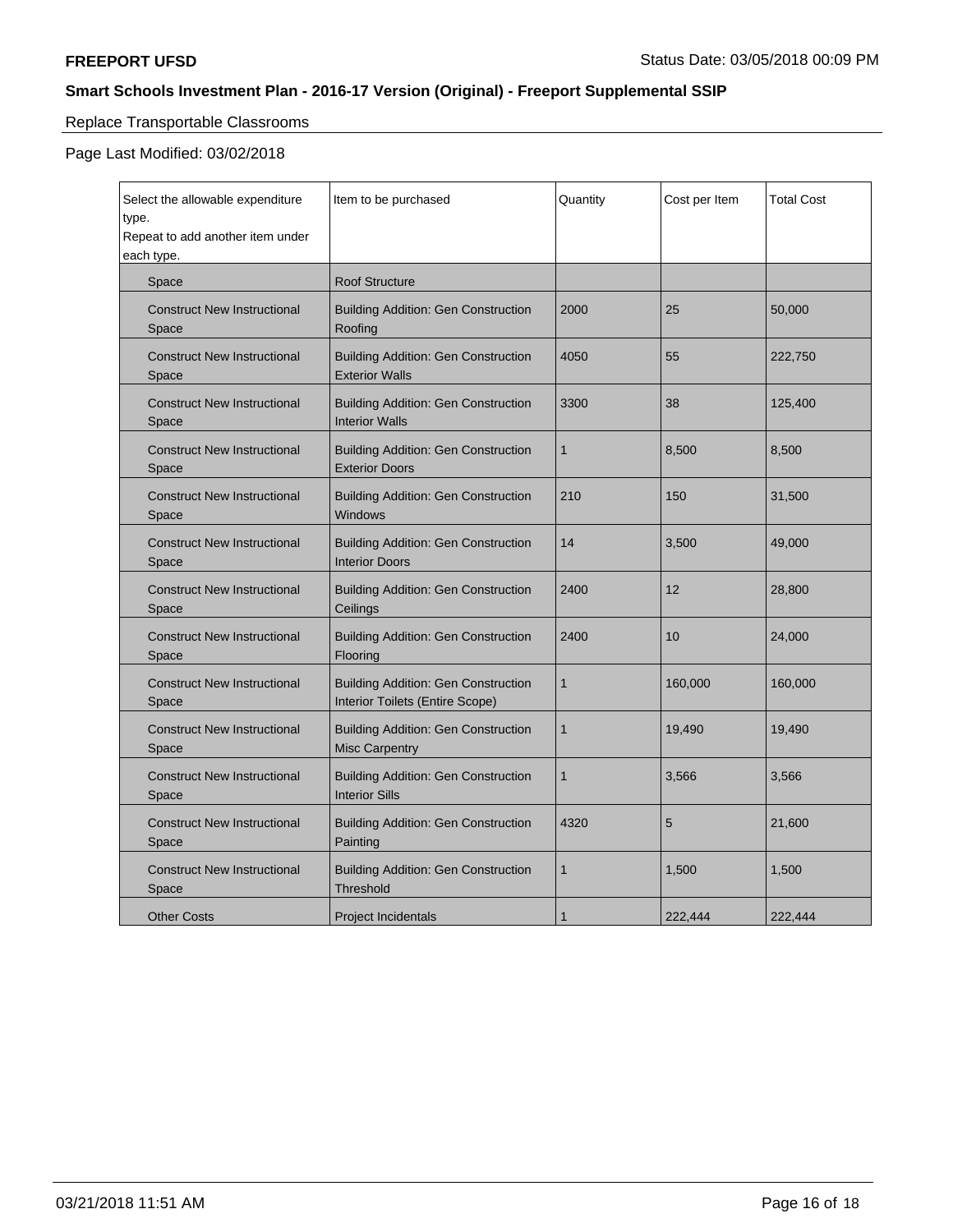Replace Transportable Classrooms

Page Last Modified: 03/02/2018

| Select the allowable expenditure type. Repeat to add another item under each type. | Item to be purchased | Quantity | Cost per Item | Total Cost |
|---|---|---|---|---|
| Space | Roof Structure | | | |
| Construct New Instructional Space | Building Addition: Gen Construction Roofing | 2000 | 25 | 50,000 |
| Construct New Instructional Space | Building Addition: Gen Construction Exterior Walls | 4050 | 55 | 222,750 |
| Construct New Instructional Space | Building Addition: Gen Construction Interior Walls | 3300 | 38 | 125,400 |
| Construct New Instructional Space | Building Addition: Gen Construction Exterior Doors | 1 | 8,500 | 8,500 |
| Construct New Instructional Space | Building Addition: Gen Construction Windows | 210 | 150 | 31,500 |
| Construct New Instructional Space | Building Addition: Gen Construction Interior Doors | 14 | 3,500 | 49,000 |
| Construct New Instructional Space | Building Addition: Gen Construction Ceilings | 2400 | 12 | 28,800 |
| Construct New Instructional Space | Building Addition: Gen Construction Flooring | 2400 | 10 | 24,000 |
| Construct New Instructional Space | Building Addition: Gen Construction Interior Toilets (Entire Scope) | 1 | 160,000 | 160,000 |
| Construct New Instructional Space | Building Addition: Gen Construction Misc Carpentry | 1 | 19,490 | 19,490 |
| Construct New Instructional Space | Building Addition: Gen Construction Interior Sills | 1 | 3,566 | 3,566 |
| Construct New Instructional Space | Building Addition: Gen Construction Painting | 4320 | 5 | 21,600 |
| Construct New Instructional Space | Building Addition: Gen Construction Threshold | 1 | 1,500 | 1,500 |
| Other Costs | Project Incidentals | 1 | 222,444 | 222,444 |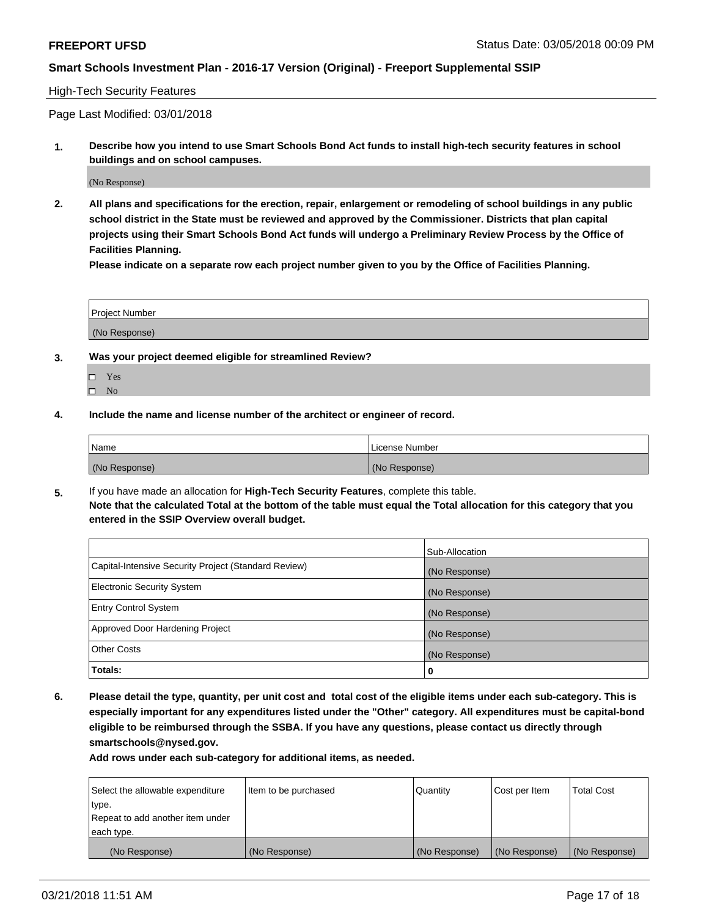**FREEPORT UFSD** Status Date: 03/05/2018 00:09 PM

**Smart Schools Investment Plan - 2016-17 Version (Original) - Freeport Supplemental SSIP**

High-Tech Security Features

Page Last Modified: 03/01/2018

**1. Describe how you intend to use Smart Schools Bond Act funds to install high-tech security features in school buildings and on school campuses.**

(No Response)

**2. All plans and specifications for the erection, repair, enlargement or remodeling of school buildings in any public school district in the State must be reviewed and approved by the Commissioner. Districts that plan capital projects using their Smart Schools Bond Act funds will undergo a Preliminary Review Process by the Office of Facilities Planning.**
**Please indicate on a separate row each project number given to you by the Office of Facilities Planning.**

| Project Number |
|---|
| (No Response) |

**3. Was your project deemed eligible for streamlined Review?**

- ☐ Yes
- ☐ No

**4. Include the name and license number of the architect or engineer of record.**

| Name | License Number |
|---|---|
| (No Response) | (No Response) |

**5.** If you have made an allocation for **High-Tech Security Features**, complete this table.
**Note that the calculated Total at the bottom of the table must equal the Total allocation for this category that you entered in the SSIP Overview overall budget.**

| | Sub-Allocation |
|---|---|
| Capital-Intensive Security Project (Standard Review) | (No Response) |
| Electronic Security System | (No Response) |
| Entry Control System | (No Response) |
| Approved Door Hardening Project | (No Response) |
| Other Costs | (No Response) |
| **Totals:** | **0** |

**6. Please detail the type, quantity, per unit cost and total cost of the eligible items under each sub-category. This is especially important for any expenditures listed under the "Other" category. All expenditures must be capital-bond eligible to be reimbursed through the SSBA. If you have any questions, please contact us directly through smartschools@nysed.gov.**
**Add rows under each sub-category for additional items, as needed.**

| Select the allowable expenditure type. Repeat to add another item under each type. | Item to be purchased | Quantity | Cost per Item | Total Cost |
|---|---|---|---|---|
| (No Response) | (No Response) | (No Response) | (No Response) | (No Response) |

03/21/2018 11:51 AM